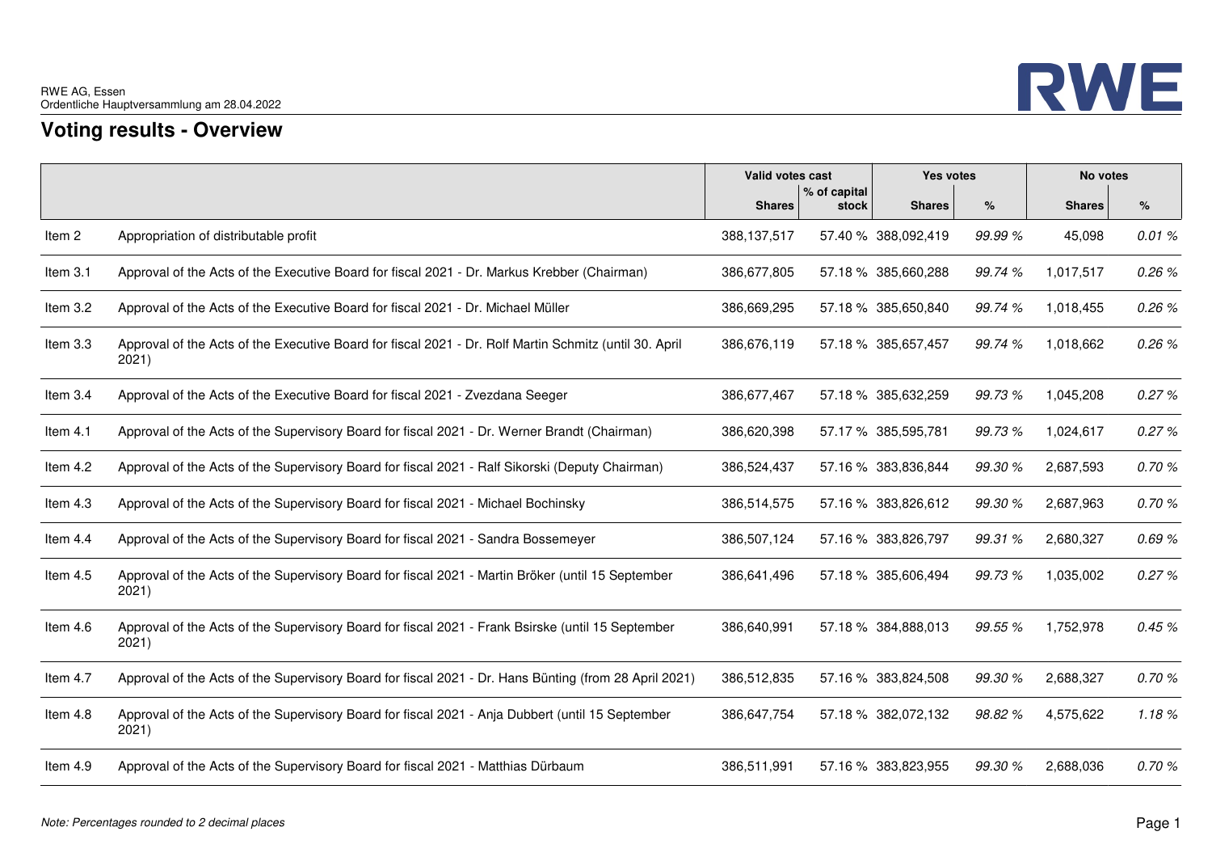RWE AG, Essen
Ordentliche Hauptversammlung am 28.04.2022

# Voting results - Overview

| | | Valid votes cast | | Yes votes | | No votes | |
|---|---|---|---|---|---|---|---|
| | | Shares | % of capital stock | Shares | % | Shares | % |
| Item 2 | Appropriation of distributable profit | 388,137,517 | 57.40 % | 388,092,419 | *99.99 %* | 45,098 | *0.01 %* |
| Item 3.1 | Approval of the Acts of the Executive Board for fiscal 2021 - Dr. Markus Krebber (Chairman) | 386,677,805 | 57.18 % | 385,660,288 | *99.74 %* | 1,017,517 | *0.26 %* |
| Item 3.2 | Approval of the Acts of the Executive Board for fiscal 2021 - Dr. Michael Müller | 386,669,295 | 57.18 % | 385,650,840 | *99.74 %* | 1,018,455 | *0.26 %* |
| Item 3.3 | Approval of the Acts of the Executive Board for fiscal 2021 - Dr. Rolf Martin Schmitz (until 30. April 2021) | 386,676,119 | 57.18 % | 385,657,457 | *99.74 %* | 1,018,662 | *0.26 %* |
| Item 3.4 | Approval of the Acts of the Executive Board for fiscal 2021 - Zvezdana Seeger | 386,677,467 | 57.18 % | 385,632,259 | *99.73 %* | 1,045,208 | *0.27 %* |
| Item 4.1 | Approval of the Acts of the Supervisory Board for fiscal 2021 - Dr. Werner Brandt (Chairman) | 386,620,398 | 57.17 % | 385,595,781 | *99.73 %* | 1,024,617 | *0.27 %* |
| Item 4.2 | Approval of the Acts of the Supervisory Board for fiscal 2021 - Ralf Sikorski (Deputy Chairman) | 386,524,437 | 57.16 % | 383,836,844 | *99.30 %* | 2,687,593 | *0.70 %* |
| Item 4.3 | Approval of the Acts of the Supervisory Board for fiscal 2021 - Michael Bochinsky | 386,514,575 | 57.16 % | 383,826,612 | *99.30 %* | 2,687,963 | *0.70 %* |
| Item 4.4 | Approval of the Acts of the Supervisory Board for fiscal 2021 - Sandra Bossemeyer | 386,507,124 | 57.16 % | 383,826,797 | *99.31 %* | 2,680,327 | *0.69 %* |
| Item 4.5 | Approval of the Acts of the Supervisory Board for fiscal 2021 - Martin Bröker (until 15 September 2021) | 386,641,496 | 57.18 % | 385,606,494 | *99.73 %* | 1,035,002 | *0.27 %* |
| Item 4.6 | Approval of the Acts of the Supervisory Board for fiscal 2021 - Frank Bsirske (until 15 September 2021) | 386,640,991 | 57.18 % | 384,888,013 | *99.55 %* | 1,752,978 | *0.45 %* |
| Item 4.7 | Approval of the Acts of the Supervisory Board for fiscal 2021 - Dr. Hans Bünting (from 28 April 2021) | 386,512,835 | 57.16 % | 383,824,508 | *99.30 %* | 2,688,327 | *0.70 %* |
| Item 4.8 | Approval of the Acts of the Supervisory Board for fiscal 2021 - Anja Dubbert (until 15 September 2021) | 386,647,754 | 57.18 % | 382,072,132 | *98.82 %* | 4,575,622 | *1.18 %* |
| Item 4.9 | Approval of the Acts of the Supervisory Board for fiscal 2021 - Matthias Dürbaum | 386,511,991 | 57.16 % | 383,823,955 | *99.30 %* | 2,688,036 | *0.70 %* |

*Note: Percentages rounded to 2 decimal places*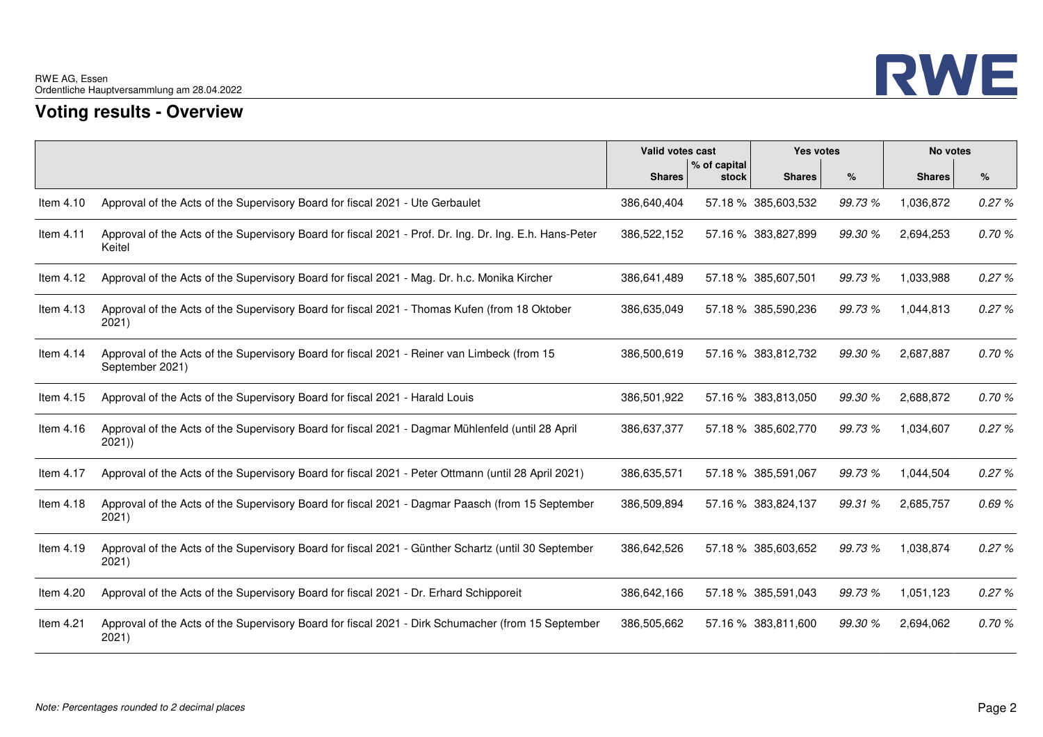## Voting results - Overview

| | | Valid votes cast | | Yes votes | | No votes | |
|---|---|---|---|---|---|---|---|
| | | Shares | % of capital stock | Shares | % | Shares | % |
| Item 4.10 | Approval of the Acts of the Supervisory Board for fiscal 2021 - Ute Gerbaulet | 386,640,404 | 57.18 % | 385,603,532 | *99.73 %* | 1,036,872 | *0.27 %* |
| Item 4.11 | Approval of the Acts of the Supervisory Board for fiscal 2021 - Prof. Dr. Ing. Dr. Ing. E.h. Hans-Peter Keitel | 386,522,152 | 57.16 % | 383,827,899 | *99.30 %* | 2,694,253 | *0.70 %* |
| Item 4.12 | Approval of the Acts of the Supervisory Board for fiscal 2021 - Mag. Dr. h.c. Monika Kircher | 386,641,489 | 57.18 % | 385,607,501 | *99.73 %* | 1,033,988 | *0.27 %* |
| Item 4.13 | Approval of the Acts of the Supervisory Board for fiscal 2021 - Thomas Kufen (from 18 Oktober 2021) | 386,635,049 | 57.18 % | 385,590,236 | *99.73 %* | 1,044,813 | *0.27 %* |
| Item 4.14 | Approval of the Acts of the Supervisory Board for fiscal 2021 - Reiner van Limbeck (from 15 September 2021) | 386,500,619 | 57.16 % | 383,812,732 | *99.30 %* | 2,687,887 | *0.70 %* |
| Item 4.15 | Approval of the Acts of the Supervisory Board for fiscal 2021 - Harald Louis | 386,501,922 | 57.16 % | 383,813,050 | *99.30 %* | 2,688,872 | *0.70 %* |
| Item 4.16 | Approval of the Acts of the Supervisory Board for fiscal 2021 - Dagmar Mühlenfeld (until 28 April 2021)) | 386,637,377 | 57.18 % | 385,602,770 | *99.73 %* | 1,034,607 | *0.27 %* |
| Item 4.17 | Approval of the Acts of the Supervisory Board for fiscal 2021 - Peter Ottmann (until 28 April 2021) | 386,635,571 | 57.18 % | 385,591,067 | *99.73 %* | 1,044,504 | *0.27 %* |
| Item 4.18 | Approval of the Acts of the Supervisory Board for fiscal 2021 - Dagmar Paasch (from 15 September 2021) | 386,509,894 | 57.16 % | 383,824,137 | *99.31 %* | 2,685,757 | *0.69 %* |
| Item 4.19 | Approval of the Acts of the Supervisory Board for fiscal 2021 - Günther Schartz (until 30 September 2021) | 386,642,526 | 57.18 % | 385,603,652 | *99.73 %* | 1,038,874 | *0.27 %* |
| Item 4.20 | Approval of the Acts of the Supervisory Board for fiscal 2021 - Dr. Erhard Schipporeit | 386,642,166 | 57.18 % | 385,591,043 | *99.73 %* | 1,051,123 | *0.27 %* |
| Item 4.21 | Approval of the Acts of the Supervisory Board for fiscal 2021 - Dirk Schumacher (from 15 September 2021) | 386,505,662 | 57.16 % | 383,811,600 | *99.30 %* | 2,694,062 | *0.70 %* |

*Note: Percentages rounded to 2 decimal places*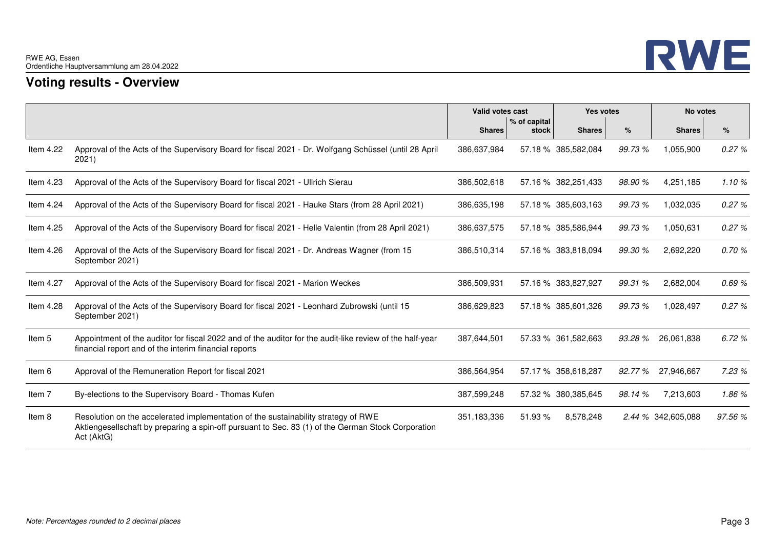RWE AG, Essen
Ordentliche Hauptversammlung am 28.04.2022

## Voting results - Overview

| | | Valid votes cast | | Yes votes | | No votes | |
|---|---|---|---|---|---|---|---|
| | | Shares | % of capital stock | Shares | % | Shares | % |
| Item 4.22 | Approval of the Acts of the Supervisory Board for fiscal 2021 - Dr. Wolfgang Schüssel (until 28 April 2021) | 386,637,984 | 57.18 % | 385,582,084 | *99.73 %* | 1,055,900 | *0.27 %* |
| Item 4.23 | Approval of the Acts of the Supervisory Board for fiscal 2021 - Ullrich Sierau | 386,502,618 | 57.16 % | 382,251,433 | *98.90 %* | 4,251,185 | *1.10 %* |
| Item 4.24 | Approval of the Acts of the Supervisory Board for fiscal 2021 - Hauke Stars (from 28 April 2021) | 386,635,198 | 57.18 % | 385,603,163 | *99.73 %* | 1,032,035 | *0.27 %* |
| Item 4.25 | Approval of the Acts of the Supervisory Board for fiscal 2021 - Helle Valentin (from 28 April 2021) | 386,637,575 | 57.18 % | 385,586,944 | *99.73 %* | 1,050,631 | *0.27 %* |
| Item 4.26 | Approval of the Acts of the Supervisory Board for fiscal 2021 - Dr. Andreas Wagner (from 15 September 2021) | 386,510,314 | 57.16 % | 383,818,094 | *99.30 %* | 2,692,220 | *0.70 %* |
| Item 4.27 | Approval of the Acts of the Supervisory Board for fiscal 2021 - Marion Weckes | 386,509,931 | 57.16 % | 383,827,927 | *99.31 %* | 2,682,004 | *0.69 %* |
| Item 4.28 | Approval of the Acts of the Supervisory Board for fiscal 2021 - Leonhard Zubrowski (until 15 September 2021) | 386,629,823 | 57.18 % | 385,601,326 | *99.73 %* | 1,028,497 | *0.27 %* |
| Item 5 | Appointment of the auditor for fiscal 2022 and of the auditor for the audit-like review of the half-year financial report and of the interim financial reports | 387,644,501 | 57.33 % | 361,582,663 | *93.28 %* | 26,061,838 | *6.72 %* |
| Item 6 | Approval of the Remuneration Report for fiscal 2021 | 386,564,954 | 57.17 % | 358,618,287 | *92.77 %* | 27,946,667 | *7.23 %* |
| Item 7 | By-elections to the Supervisory Board - Thomas Kufen | 387,599,248 | 57.32 % | 380,385,645 | *98.14 %* | 7,213,603 | *1.86 %* |
| Item 8 | Resolution on the accelerated implementation of the sustainability strategy of RWE Aktiengesellschaft by preparing a spin-off pursuant to Sec. 83 (1) of the German Stock Corporation Act (AktG) | 351,183,336 | 51.93 % | 8,578,248 | *2.44 %* | 342,605,088 | *97.56 %* |

*Note: Percentages rounded to 2 decimal places*